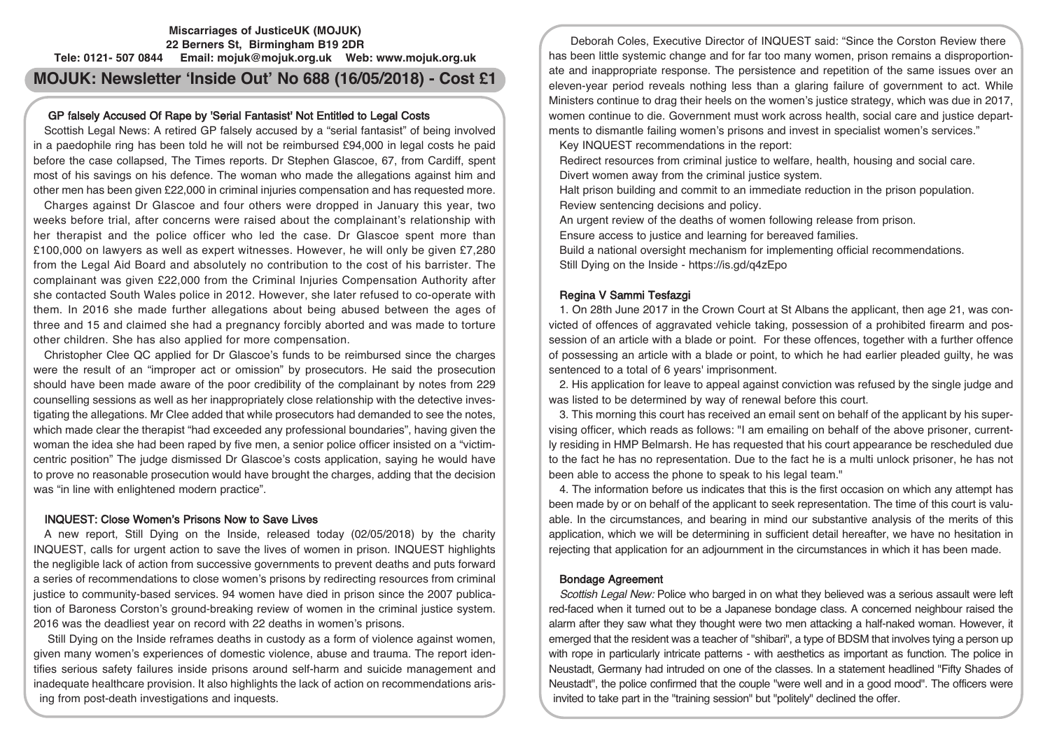**Miscarriages of JusticeUK (MOJUK)**
**22 Berners St, Birmingham B19 2DR**
**Tele: 0121- 507 0844 Email: mojuk@mojuk.org.uk Web: www.mojuk.org.uk**

# MOJUK: Newsletter 'Inside Out' No 688 (16/05/2018) - Cost £1

## GP falsely Accused Of Rape by 'Serial Fantasist' Not Entitled to Legal Costs

Scottish Legal News: A retired GP falsely accused by a "serial fantasist" of being involved in a paedophile ring has been told he will not be reimbursed £94,000 in legal costs he paid before the case collapsed, The Times reports. Dr Stephen Glascoe, 67, from Cardiff, spent most of his savings on his defence. The woman who made the allegations against him and other men has been given £22,000 in criminal injuries compensation and has requested more.

Charges against Dr Glascoe and four others were dropped in January this year, two weeks before trial, after concerns were raised about the complainant's relationship with her therapist and the police officer who led the case. Dr Glascoe spent more than £100,000 on lawyers as well as expert witnesses. However, he will only be given £7,280 from the Legal Aid Board and absolutely no contribution to the cost of his barrister. The complainant was given £22,000 from the Criminal Injuries Compensation Authority after she contacted South Wales police in 2012. However, she later refused to co-operate with them. In 2016 she made further allegations about being abused between the ages of three and 15 and claimed she had a pregnancy forcibly aborted and was made to torture other children. She has also applied for more compensation.

Christopher Clee QC applied for Dr Glascoe's funds to be reimbursed since the charges were the result of an "improper act or omission" by prosecutors. He said the prosecution should have been made aware of the poor credibility of the complainant by notes from 229 counselling sessions as well as her inappropriately close relationship with the detective investigating the allegations. Mr Clee added that while prosecutors had demanded to see the notes, which made clear the therapist "had exceeded any professional boundaries", having given the woman the idea she had been raped by five men, a senior police officer insisted on a "victim-centric position" The judge dismissed Dr Glascoe's costs application, saying he would have to prove no reasonable prosecution would have brought the charges, adding that the decision was "in line with enlightened modern practice".

## INQUEST: Close Women's Prisons Now to Save Lives

A new report, Still Dying on the Inside, released today (02/05/2018) by the charity INQUEST, calls for urgent action to save the lives of women in prison. INQUEST highlights the negligible lack of action from successive governments to prevent deaths and puts forward a series of recommendations to close women's prisons by redirecting resources from criminal justice to community-based services. 94 women have died in prison since the 2007 publication of Baroness Corston's ground-breaking review of women in the criminal justice system. 2016 was the deadliest year on record with 22 deaths in women's prisons.

Still Dying on the Inside reframes deaths in custody as a form of violence against women, given many women's experiences of domestic violence, abuse and trauma. The report identifies serious safety failures inside prisons around self-harm and suicide management and inadequate healthcare provision. It also highlights the lack of action on recommendations arising from post-death investigations and inquests.

Deborah Coles, Executive Director of INQUEST said: "Since the Corston Review there has been little systemic change and for far too many women, prison remains a disproportionate and inappropriate response. The persistence and repetition of the same issues over an eleven-year period reveals nothing less than a glaring failure of government to act. While Ministers continue to drag their heels on the women's justice strategy, which was due in 2017, women continue to die. Government must work across health, social care and justice departments to dismantle failing women's prisons and invest in specialist women's services."

Key INQUEST recommendations in the report:

Redirect resources from criminal justice to welfare, health, housing and social care.

Divert women away from the criminal justice system.

Halt prison building and commit to an immediate reduction in the prison population.

Review sentencing decisions and policy.

An urgent review of the deaths of women following release from prison.

Ensure access to justice and learning for bereaved families.

Build a national oversight mechanism for implementing official recommendations.

Still Dying on the Inside - https://is.gd/q4zEpo

## Regina V Sammi Tesfazgi

1. On 28th June 2017 in the Crown Court at St Albans the applicant, then age 21, was convicted of offences of aggravated vehicle taking, possession of a prohibited firearm and possession of an article with a blade or point. For these offences, together with a further offence of possessing an article with a blade or point, to which he had earlier pleaded guilty, he was sentenced to a total of 6 years' imprisonment.

2. His application for leave to appeal against conviction was refused by the single judge and was listed to be determined by way of renewal before this court.

3. This morning this court has received an email sent on behalf of the applicant by his supervising officer, which reads as follows: "I am emailing on behalf of the above prisoner, currently residing in HMP Belmarsh. He has requested that his court appearance be rescheduled due to the fact he has no representation. Due to the fact he is a multi unlock prisoner, he has not been able to access the phone to speak to his legal team."

4. The information before us indicates that this is the first occasion on which any attempt has been made by or on behalf of the applicant to seek representation. The time of this court is valuable. In the circumstances, and bearing in mind our substantive analysis of the merits of this application, which we will be determining in sufficient detail hereafter, we have no hesitation in rejecting that application for an adjournment in the circumstances in which it has been made.

## Bondage Agreement

*Scottish Legal New:* Police who barged in on what they believed was a serious assault were left red-faced when it turned out to be a Japanese bondage class. A concerned neighbour raised the alarm after they saw what they thought were two men attacking a half-naked woman. However, it emerged that the resident was a teacher of "shibari", a type of BDSM that involves tying a person up with rope in particularly intricate patterns - with aesthetics as important as function. The police in Neustadt, Germany had intruded on one of the classes. In a statement headlined "Fifty Shades of Neustadt", the police confirmed that the couple "were well and in a good mood". The officers were invited to take part in the "training session" but "politely" declined the offer.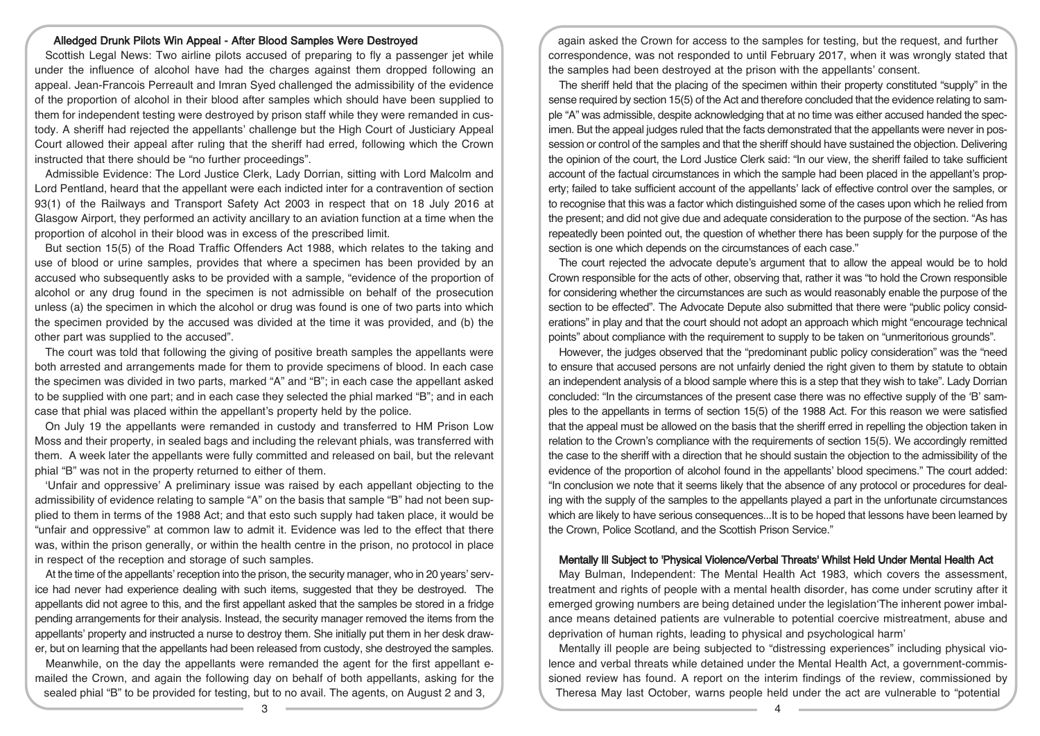### Alledged Drunk Pilots Win Appeal - After Blood Samples Were Destroyed

Scottish Legal News: Two airline pilots accused of preparing to fly a passenger jet while under the influence of alcohol have had the charges against them dropped following an appeal. Jean-Francois Perreault and Imran Syed challenged the admissibility of the evidence of the proportion of alcohol in their blood after samples which should have been supplied to them for independent testing were destroyed by prison staff while they were remanded in custody. A sheriff had rejected the appellants' challenge but the High Court of Justiciary Appeal Court allowed their appeal after ruling that the sheriff had erred, following which the Crown instructed that there should be "no further proceedings".

Admissible Evidence: The Lord Justice Clerk, Lady Dorrian, sitting with Lord Malcolm and Lord Pentland, heard that the appellant were each indicted inter for a contravention of section 93(1) of the Railways and Transport Safety Act 2003 in respect that on 18 July 2016 at Glasgow Airport, they performed an activity ancillary to an aviation function at a time when the proportion of alcohol in their blood was in excess of the prescribed limit.

But section 15(5) of the Road Traffic Offenders Act 1988, which relates to the taking and use of blood or urine samples, provides that where a specimen has been provided by an accused who subsequently asks to be provided with a sample, "evidence of the proportion of alcohol or any drug found in the specimen is not admissible on behalf of the prosecution unless (a) the specimen in which the alcohol or drug was found is one of two parts into which the specimen provided by the accused was divided at the time it was provided, and (b) the other part was supplied to the accused".

The court was told that following the giving of positive breath samples the appellants were both arrested and arrangements made for them to provide specimens of blood. In each case the specimen was divided in two parts, marked "A" and "B"; in each case the appellant asked to be supplied with one part; and in each case they selected the phial marked "B"; and in each case that phial was placed within the appellant's property held by the police.

On July 19 the appellants were remanded in custody and transferred to HM Prison Low Moss and their property, in sealed bags and including the relevant phials, was transferred with them. A week later the appellants were fully committed and released on bail, but the relevant phial "B" was not in the property returned to either of them.

'Unfair and oppressive' A preliminary issue was raised by each appellant objecting to the admissibility of evidence relating to sample "A" on the basis that sample "B" had not been supplied to them in terms of the 1988 Act; and that esto such supply had taken place, it would be "unfair and oppressive" at common law to admit it. Evidence was led to the effect that there was, within the prison generally, or within the health centre in the prison, no protocol in place in respect of the reception and storage of such samples.

At the time of the appellants' reception into the prison, the security manager, who in 20 years' service had never had experience dealing with such items, suggested that they be destroyed. The appellants did not agree to this, and the first appellant asked that the samples be stored in a fridge pending arrangements for their analysis. Instead, the security manager removed the items from the appellants' property and instructed a nurse to destroy them. She initially put them in her desk drawer, but on learning that the appellants had been released from custody, she destroyed the samples.

Meanwhile, on the day the appellants were remanded the agent for the first appellant e-mailed the Crown, and again the following day on behalf of both appellants, asking for the sealed phial "B" to be provided for testing, but to no avail. The agents, on August 2 and 3, again asked the Crown for access to the samples for testing, but the request, and further correspondence, was not responded to until February 2017, when it was wrongly stated that the samples had been destroyed at the prison with the appellants' consent.

The sheriff held that the placing of the specimen within their property constituted "supply" in the sense required by section 15(5) of the Act and therefore concluded that the evidence relating to sample "A" was admissible, despite acknowledging that at no time was either accused handed the specimen. But the appeal judges ruled that the facts demonstrated that the appellants were never in possession or control of the samples and that the sheriff should have sustained the objection. Delivering the opinion of the court, the Lord Justice Clerk said: "In our view, the sheriff failed to take sufficient account of the factual circumstances in which the sample had been placed in the appellant's property; failed to take sufficient account of the appellants' lack of effective control over the samples, or to recognise that this was a factor which distinguished some of the cases upon which he relied from the present; and did not give due and adequate consideration to the purpose of the section. "As has repeatedly been pointed out, the question of whether there has been supply for the purpose of the section is one which depends on the circumstances of each case."

The court rejected the advocate depute's argument that to allow the appeal would be to hold Crown responsible for the acts of other, observing that, rather it was "to hold the Crown responsible for considering whether the circumstances are such as would reasonably enable the purpose of the section to be effected". The Advocate Depute also submitted that there were "public policy considerations" in play and that the court should not adopt an approach which might "encourage technical points" about compliance with the requirement to supply to be taken on "unmeritorious grounds".

However, the judges observed that the "predominant public policy consideration" was the "need to ensure that accused persons are not unfairly denied the right given to them by statute to obtain an independent analysis of a blood sample where this is a step that they wish to take". Lady Dorrian concluded: "In the circumstances of the present case there was no effective supply of the 'B' samples to the appellants in terms of section 15(5) of the 1988 Act. For this reason we were satisfied that the appeal must be allowed on the basis that the sheriff erred in repelling the objection taken in relation to the Crown's compliance with the requirements of section 15(5). We accordingly remitted the case to the sheriff with a direction that he should sustain the objection to the admissibility of the evidence of the proportion of alcohol found in the appellants' blood specimens." The court added: "In conclusion we note that it seems likely that the absence of any protocol or procedures for dealing with the supply of the samples to the appellants played a part in the unfortunate circumstances which are likely to have serious consequences...It is to be hoped that lessons have been learned by the Crown, Police Scotland, and the Scottish Prison Service."

### Mentally Ill Subject to 'Physical Violence/Verbal Threats' Whilst Held Under Mental Health Act

May Bulman, Independent: The Mental Health Act 1983, which covers the assessment, treatment and rights of people with a mental health disorder, has come under scrutiny after it emerged growing numbers are being detained under the legislation'The inherent power imbalance means detained patients are vulnerable to potential coercive mistreatment, abuse and deprivation of human rights, leading to physical and psychological harm'

Mentally ill people are being subjected to "distressing experiences" including physical violence and verbal threats while detained under the Mental Health Act, a government-commissioned review has found. A report on the interim findings of the review, commissioned by Theresa May last October, warns people held under the act are vulnerable to "potential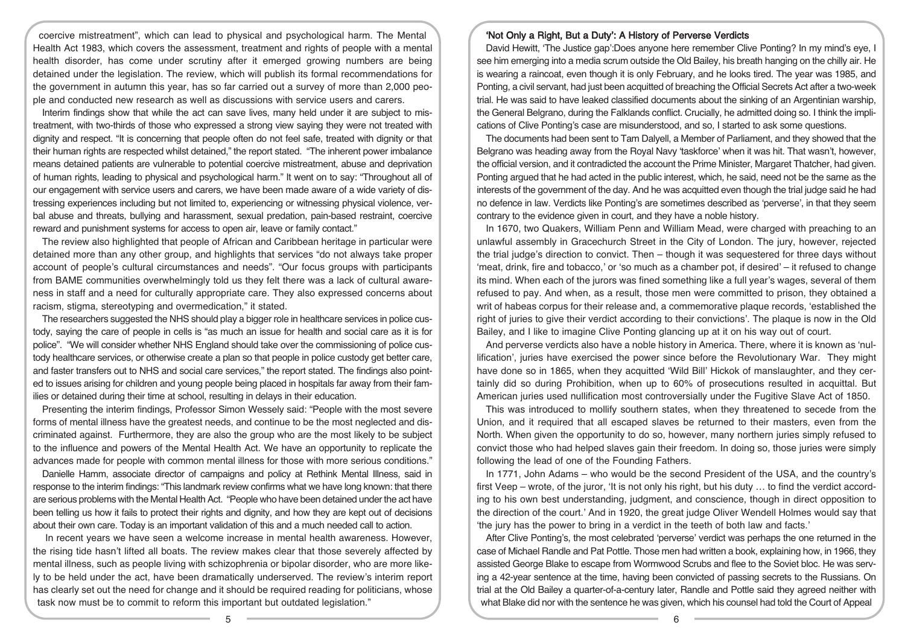coercive mistreatment", which can lead to physical and psychological harm. The Mental Health Act 1983, which covers the assessment, treatment and rights of people with a mental health disorder, has come under scrutiny after it emerged growing numbers are being detained under the legislation. The review, which will publish its formal recommendations for the government in autumn this year, has so far carried out a survey of more than 2,000 people and conducted new research as well as discussions with service users and carers.

Interim findings show that while the act can save lives, many held under it are subject to mistreatment, with two-thirds of those who expressed a strong view saying they were not treated with dignity and respect. "It is concerning that people often do not feel safe, treated with dignity or that their human rights are respected whilst detained," the report stated. "The inherent power imbalance means detained patients are vulnerable to potential coercive mistreatment, abuse and deprivation of human rights, leading to physical and psychological harm." It went on to say: "Throughout all of our engagement with service users and carers, we have been made aware of a wide variety of distressing experiences including but not limited to, experiencing or witnessing physical violence, verbal abuse and threats, bullying and harassment, sexual predation, pain-based restraint, coercive reward and punishment systems for access to open air, leave or family contact."

The review also highlighted that people of African and Caribbean heritage in particular were detained more than any other group, and highlights that services "do not always take proper account of people's cultural circumstances and needs". "Our focus groups with participants from BAME communities overwhelmingly told us they felt there was a lack of cultural awareness in staff and a need for culturally appropriate care. They also expressed concerns about racism, stigma, stereotyping and overmedication," it stated.

The researchers suggested the NHS should play a bigger role in healthcare services in police custody, saying the care of people in cells is "as much an issue for health and social care as it is for police". "We will consider whether NHS England should take over the commissioning of police custody healthcare services, or otherwise create a plan so that people in police custody get better care, and faster transfers out to NHS and social care services," the report stated. The findings also pointed to issues arising for children and young people being placed in hospitals far away from their families or detained during their time at school, resulting in delays in their education.

Presenting the interim findings, Professor Simon Wessely said: "People with the most severe forms of mental illness have the greatest needs, and continue to be the most neglected and discriminated against. Furthermore, they are also the group who are the most likely to be subject to the influence and powers of the Mental Health Act. We have an opportunity to replicate the advances made for people with common mental illness for those with more serious conditions."

Danielle Hamm, associate director of campaigns and policy at Rethink Mental Illness, said in response to the interim findings: "This landmark review confirms what we have long known: that there are serious problems with the Mental Health Act. "People who have been detained under the act have been telling us how it fails to protect their rights and dignity, and how they are kept out of decisions about their own care. Today is an important validation of this and a much needed call to action.

In recent years we have seen a welcome increase in mental health awareness. However, the rising tide hasn't lifted all boats. The review makes clear that those severely affected by mental illness, such as people living with schizophrenia or bipolar disorder, who are more likely to be held under the act, have been dramatically underserved. The review's interim report has clearly set out the need for change and it should be required reading for politicians, whose task now must be to commit to reform this important but outdated legislation."

## 'Not Only a Right, But a Duty': A History of Perverse Verdicts

David Hewitt, 'The Justice gap':Does anyone here remember Clive Ponting? In my mind's eye, I see him emerging into a media scrum outside the Old Bailey, his breath hanging on the chilly air. He is wearing a raincoat, even though it is only February, and he looks tired. The year was 1985, and Ponting, a civil servant, had just been acquitted of breaching the Official Secrets Act after a two-week trial. He was said to have leaked classified documents about the sinking of an Argentinian warship, the General Belgrano, during the Falklands conflict. Crucially, he admitted doing so. I think the implications of Clive Ponting's case are misunderstood, and so, I started to ask some questions.

The documents had been sent to Tam Dalyell, a Member of Parliament, and they showed that the Belgrano was heading away from the Royal Navy 'taskforce' when it was hit. That wasn't, however, the official version, and it contradicted the account the Prime Minister, Margaret Thatcher, had given. Ponting argued that he had acted in the public interest, which, he said, need not be the same as the interests of the government of the day. And he was acquitted even though the trial judge said he had no defence in law. Verdicts like Ponting's are sometimes described as 'perverse', in that they seem contrary to the evidence given in court, and they have a noble history.

In 1670, two Quakers, William Penn and William Mead, were charged with preaching to an unlawful assembly in Gracechurch Street in the City of London. The jury, however, rejected the trial judge's direction to convict. Then – though it was sequestered for three days without 'meat, drink, fire and tobacco,' or 'so much as a chamber pot, if desired' – it refused to change its mind. When each of the jurors was fined something like a full year's wages, several of them refused to pay. And when, as a result, those men were committed to prison, they obtained a writ of habeas corpus for their release and, a commemorative plaque records, 'established the right of juries to give their verdict according to their convictions'. The plaque is now in the Old Bailey, and I like to imagine Clive Ponting glancing up at it on his way out of court.

And perverse verdicts also have a noble history in America. There, where it is known as 'nullification', juries have exercised the power since before the Revolutionary War. They might have done so in 1865, when they acquitted 'Wild Bill' Hickok of manslaughter, and they certainly did so during Prohibition, when up to 60% of prosecutions resulted in acquittal. But American juries used nullification most controversially under the Fugitive Slave Act of 1850.

This was introduced to mollify southern states, when they threatened to secede from the Union, and it required that all escaped slaves be returned to their masters, even from the North. When given the opportunity to do so, however, many northern juries simply refused to convict those who had helped slaves gain their freedom. In doing so, those juries were simply following the lead of one of the Founding Fathers.

In 1771, John Adams – who would be the second President of the USA, and the country's first Veep – wrote, of the juror, 'It is not only his right, but his duty … to find the verdict according to his own best understanding, judgment, and conscience, though in direct opposition to the direction of the court.' And in 1920, the great judge Oliver Wendell Holmes would say that 'the jury has the power to bring in a verdict in the teeth of both law and facts.'

After Clive Ponting's, the most celebrated 'perverse' verdict was perhaps the one returned in the case of Michael Randle and Pat Pottle. Those men had written a book, explaining how, in 1966, they assisted George Blake to escape from Wormwood Scrubs and flee to the Soviet bloc. He was serving a 42-year sentence at the time, having been convicted of passing secrets to the Russians. On trial at the Old Bailey a quarter-of-a-century later, Randle and Pottle said they agreed neither with what Blake did nor with the sentence he was given, which his counsel had told the Court of Appeal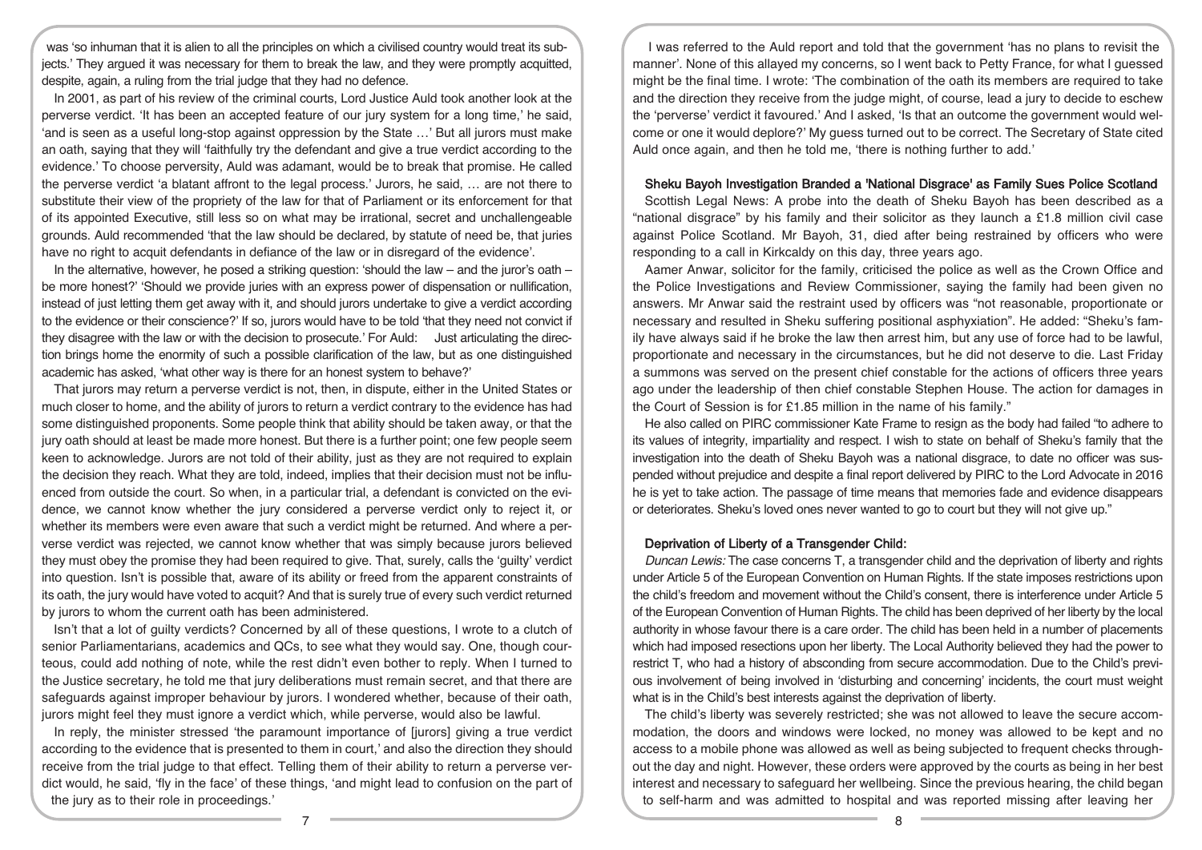was 'so inhuman that it is alien to all the principles on which a civilised country would treat its subjects.' They argued it was necessary for them to break the law, and they were promptly acquitted, despite, again, a ruling from the trial judge that they had no defence.

In 2001, as part of his review of the criminal courts, Lord Justice Auld took another look at the perverse verdict. 'It has been an accepted feature of our jury system for a long time,' he said, 'and is seen as a useful long-stop against oppression by the State …' But all jurors must make an oath, saying that they will 'faithfully try the defendant and give a true verdict according to the evidence.' To choose perversity, Auld was adamant, would be to break that promise. He called the perverse verdict 'a blatant affront to the legal process.' Jurors, he said, … are not there to substitute their view of the propriety of the law for that of Parliament or its enforcement for that of its appointed Executive, still less so on what may be irrational, secret and unchallengeable grounds. Auld recommended 'that the law should be declared, by statute of need be, that juries have no right to acquit defendants in defiance of the law or in disregard of the evidence'.

In the alternative, however, he posed a striking question: 'should the law – and the juror's oath – be more honest?' 'Should we provide juries with an express power of dispensation or nullification, instead of just letting them get away with it, and should jurors undertake to give a verdict according to the evidence or their conscience?' If so, jurors would have to be told 'that they need not convict if they disagree with the law or with the decision to prosecute.' For Auld: Just articulating the direction brings home the enormity of such a possible clarification of the law, but as one distinguished academic has asked, 'what other way is there for an honest system to behave?'

That jurors may return a perverse verdict is not, then, in dispute, either in the United States or much closer to home, and the ability of jurors to return a verdict contrary to the evidence has had some distinguished proponents. Some people think that ability should be taken away, or that the jury oath should at least be made more honest. But there is a further point; one few people seem keen to acknowledge. Jurors are not told of their ability, just as they are not required to explain the decision they reach. What they are told, indeed, implies that their decision must not be influenced from outside the court. So when, in a particular trial, a defendant is convicted on the evidence, we cannot know whether the jury considered a perverse verdict only to reject it, or whether its members were even aware that such a verdict might be returned. And where a perverse verdict was rejected, we cannot know whether that was simply because jurors believed they must obey the promise they had been required to give. That, surely, calls the 'guilty' verdict into question. Isn't is possible that, aware of its ability or freed from the apparent constraints of its oath, the jury would have voted to acquit? And that is surely true of every such verdict returned by jurors to whom the current oath has been administered.

Isn't that a lot of guilty verdicts? Concerned by all of these questions, I wrote to a clutch of senior Parliamentarians, academics and QCs, to see what they would say. One, though courteous, could add nothing of note, while the rest didn't even bother to reply. When I turned to the Justice secretary, he told me that jury deliberations must remain secret, and that there are safeguards against improper behaviour by jurors. I wondered whether, because of their oath, jurors might feel they must ignore a verdict which, while perverse, would also be lawful.

In reply, the minister stressed 'the paramount importance of [jurors] giving a true verdict according to the evidence that is presented to them in court,' and also the direction they should receive from the trial judge to that effect. Telling them of their ability to return a perverse verdict would, he said, 'fly in the face' of these things, 'and might lead to confusion on the part of the jury as to their role in proceedings.'

I was referred to the Auld report and told that the government 'has no plans to revisit the manner'. None of this allayed my concerns, so I went back to Petty France, for what I guessed might be the final time. I wrote: 'The combination of the oath its members are required to take and the direction they receive from the judge might, of course, lead a jury to decide to eschew the 'perverse' verdict it favoured.' And I asked, 'Is that an outcome the government would welcome or one it would deplore?' My guess turned out to be correct. The Secretary of State cited Auld once again, and then he told me, 'there is nothing further to add.'

### Sheku Bayoh Investigation Branded a 'National Disgrace' as Family Sues Police Scotland

Scottish Legal News: A probe into the death of Sheku Bayoh has been described as a "national disgrace" by his family and their solicitor as they launch a £1.8 million civil case against Police Scotland. Mr Bayoh, 31, died after being restrained by officers who were responding to a call in Kirkcaldy on this day, three years ago.

Aamer Anwar, solicitor for the family, criticised the police as well as the Crown Office and the Police Investigations and Review Commissioner, saying the family had been given no answers. Mr Anwar said the restraint used by officers was "not reasonable, proportionate or necessary and resulted in Sheku suffering positional asphyxiation". He added: "Sheku's family have always said if he broke the law then arrest him, but any use of force had to be lawful, proportionate and necessary in the circumstances, but he did not deserve to die. Last Friday a summons was served on the present chief constable for the actions of officers three years ago under the leadership of then chief constable Stephen House. The action for damages in the Court of Session is for £1.85 million in the name of his family."

He also called on PIRC commissioner Kate Frame to resign as the body had failed "to adhere to its values of integrity, impartiality and respect. I wish to state on behalf of Sheku's family that the investigation into the death of Sheku Bayoh was a national disgrace, to date no officer was suspended without prejudice and despite a final report delivered by PIRC to the Lord Advocate in 2016 he is yet to take action. The passage of time means that memories fade and evidence disappears or deteriorates. Sheku's loved ones never wanted to go to court but they will not give up."

### Deprivation of Liberty of a Transgender Child:

*Duncan Lewis:* The case concerns T, a transgender child and the deprivation of liberty and rights under Article 5 of the European Convention on Human Rights. If the state imposes restrictions upon the child's freedom and movement without the Child's consent, there is interference under Article 5 of the European Convention of Human Rights. The child has been deprived of her liberty by the local authority in whose favour there is a care order. The child has been held in a number of placements which had imposed resections upon her liberty. The Local Authority believed they had the power to restrict T, who had a history of absconding from secure accommodation. Due to the Child's previous involvement of being involved in 'disturbing and concerning' incidents, the court must weight what is in the Child's best interests against the deprivation of liberty.

The child's liberty was severely restricted; she was not allowed to leave the secure accommodation, the doors and windows were locked, no money was allowed to be kept and no access to a mobile phone was allowed as well as being subjected to frequent checks throughout the day and night. However, these orders were approved by the courts as being in her best interest and necessary to safeguard her wellbeing. Since the previous hearing, the child began to self-harm and was admitted to hospital and was reported missing after leaving her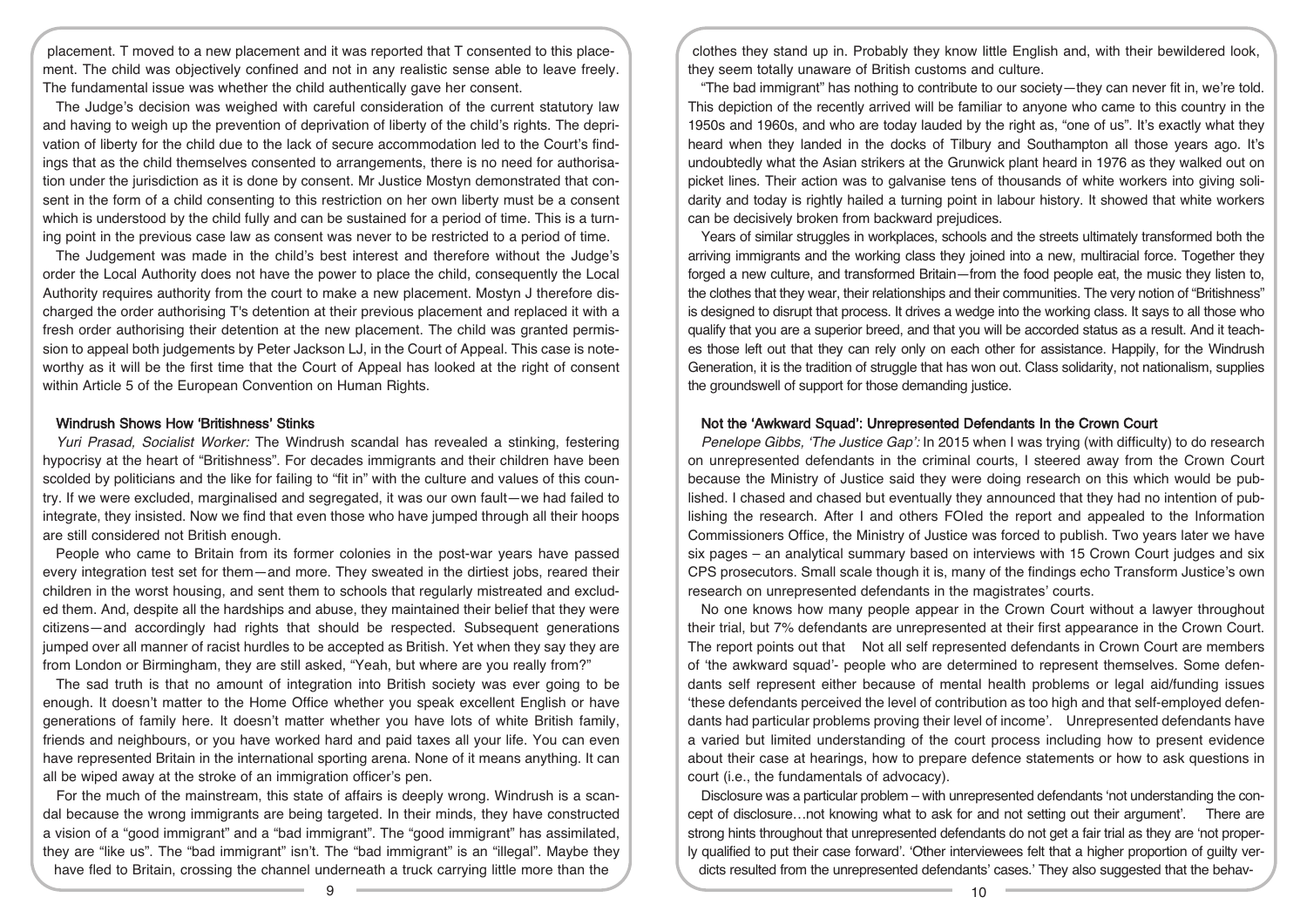placement. T moved to a new placement and it was reported that T consented to this placement. The child was objectively confined and not in any realistic sense able to leave freely. The fundamental issue was whether the child authentically gave her consent.

The Judge's decision was weighed with careful consideration of the current statutory law and having to weigh up the prevention of deprivation of liberty of the child's rights. The deprivation of liberty for the child due to the lack of secure accommodation led to the Court's findings that as the child themselves consented to arrangements, there is no need for authorisation under the jurisdiction as it is done by consent. Mr Justice Mostyn demonstrated that consent in the form of a child consenting to this restriction on her own liberty must be a consent which is understood by the child fully and can be sustained for a period of time. This is a turning point in the previous case law as consent was never to be restricted to a period of time.

The Judgement was made in the child's best interest and therefore without the Judge's order the Local Authority does not have the power to place the child, consequently the Local Authority requires authority from the court to make a new placement. Mostyn J therefore discharged the order authorising T's detention at their previous placement and replaced it with a fresh order authorising their detention at the new placement. The child was granted permission to appeal both judgements by Peter Jackson LJ, in the Court of Appeal. This case is noteworthy as it will be the first time that the Court of Appeal has looked at the right of consent within Article 5 of the European Convention on Human Rights.

### Windrush Shows How 'Britishness' Stinks

*Yuri Prasad, Socialist Worker:* The Windrush scandal has revealed a stinking, festering hypocrisy at the heart of "Britishness". For decades immigrants and their children have been scolded by politicians and the like for failing to "fit in" with the culture and values of this country. If we were excluded, marginalised and segregated, it was our own fault—we had failed to integrate, they insisted. Now we find that even those who have jumped through all their hoops are still considered not British enough.

People who came to Britain from its former colonies in the post-war years have passed every integration test set for them—and more. They sweated in the dirtiest jobs, reared their children in the worst housing, and sent them to schools that regularly mistreated and excluded them. And, despite all the hardships and abuse, they maintained their belief that they were citizens—and accordingly had rights that should be respected. Subsequent generations jumped over all manner of racist hurdles to be accepted as British. Yet when they say they are from London or Birmingham, they are still asked, "Yeah, but where are you really from?"

The sad truth is that no amount of integration into British society was ever going to be enough. It doesn't matter to the Home Office whether you speak excellent English or have generations of family here. It doesn't matter whether you have lots of white British family, friends and neighbours, or you have worked hard and paid taxes all your life. You can even have represented Britain in the international sporting arena. None of it means anything. It can all be wiped away at the stroke of an immigration officer's pen.

For the much of the mainstream, this state of affairs is deeply wrong. Windrush is a scandal because the wrong immigrants are being targeted. In their minds, they have constructed a vision of a "good immigrant" and a "bad immigrant". The "good immigrant" has assimilated, they are "like us". The "bad immigrant" isn't. The "bad immigrant" is an "illegal". Maybe they have fled to Britain, crossing the channel underneath a truck carrying little more than the clothes they stand up in. Probably they know little English and, with their bewildered look, they seem totally unaware of British customs and culture.

"The bad immigrant" has nothing to contribute to our society—they can never fit in, we're told. This depiction of the recently arrived will be familiar to anyone who came to this country in the 1950s and 1960s, and who are today lauded by the right as, "one of us". It's exactly what they heard when they landed in the docks of Tilbury and Southampton all those years ago. It's undoubtedly what the Asian strikers at the Grunwick plant heard in 1976 as they walked out on picket lines. Their action was to galvanise tens of thousands of white workers into giving solidarity and today is rightly hailed a turning point in labour history. It showed that white workers can be decisively broken from backward prejudices.

Years of similar struggles in workplaces, schools and the streets ultimately transformed both the arriving immigrants and the working class they joined into a new, multiracial force. Together they forged a new culture, and transformed Britain—from the food people eat, the music they listen to, the clothes that they wear, their relationships and their communities. The very notion of "Britishness" is designed to disrupt that process. It drives a wedge into the working class. It says to all those who qualify that you are a superior breed, and that you will be accorded status as a result. And it teaches those left out that they can rely only on each other for assistance. Happily, for the Windrush Generation, it is the tradition of struggle that has won out. Class solidarity, not nationalism, supplies the groundswell of support for those demanding justice.

### Not the 'Awkward Squad': Unrepresented Defendants In the Crown Court

*Penelope Gibbs, 'The Justice Gap':* In 2015 when I was trying (with difficulty) to do research on unrepresented defendants in the criminal courts, I steered away from the Crown Court because the Ministry of Justice said they were doing research on this which would be published. I chased and chased but eventually they announced that they had no intention of publishing the research. After I and others FOIed the report and appealed to the Information Commissioners Office, the Ministry of Justice was forced to publish. Two years later we have six pages – an analytical summary based on interviews with 15 Crown Court judges and six CPS prosecutors. Small scale though it is, many of the findings echo Transform Justice's own research on unrepresented defendants in the magistrates' courts.

No one knows how many people appear in the Crown Court without a lawyer throughout their trial, but 7% defendants are unrepresented at their first appearance in the Crown Court. The report points out that Not all self represented defendants in Crown Court are members of 'the awkward squad'- people who are determined to represent themselves. Some defendants self represent either because of mental health problems or legal aid/funding issues 'these defendants perceived the level of contribution as too high and that self-employed defendants had particular problems proving their level of income'. Unrepresented defendants have a varied but limited understanding of the court process including how to present evidence about their case at hearings, how to prepare defence statements or how to ask questions in court (i.e., the fundamentals of advocacy).

Disclosure was a particular problem – with unrepresented defendants 'not understanding the concept of disclosure…not knowing what to ask for and not setting out their argument'. There are strong hints throughout that unrepresented defendants do not get a fair trial as they are 'not properly qualified to put their case forward'. 'Other interviewees felt that a higher proportion of guilty verdicts resulted from the unrepresented defendants' cases.' They also suggested that the behav-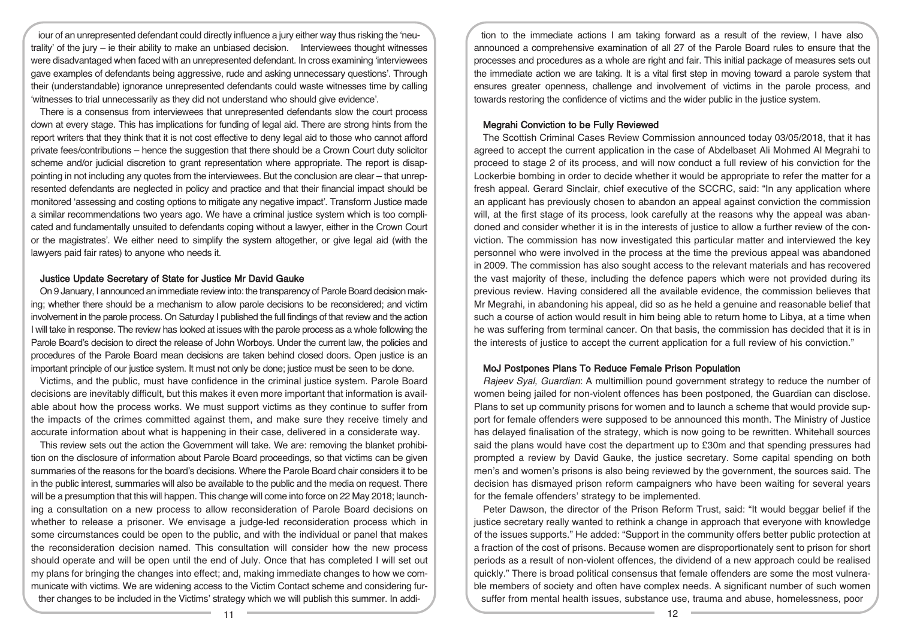iour of an unrepresented defendant could directly influence a jury either way thus risking the 'neutrality' of the jury – ie their ability to make an unbiased decision. Interviewees thought witnesses were disadvantaged when faced with an unrepresented defendant. In cross examining 'interviewees gave examples of defendants being aggressive, rude and asking unnecessary questions'. Through their (understandable) ignorance unrepresented defendants could waste witnesses time by calling 'witnesses to trial unnecessarily as they did not understand who should give evidence'.

There is a consensus from interviewees that unrepresented defendants slow the court process down at every stage. This has implications for funding of legal aid. There are strong hints from the report writers that they think that it is not cost effective to deny legal aid to those who cannot afford private fees/contributions – hence the suggestion that there should be a Crown Court duty solicitor scheme and/or judicial discretion to grant representation where appropriate. The report is disappointing in not including any quotes from the interviewees. But the conclusion are clear – that unrepresented defendants are neglected in policy and practice and that their financial impact should be monitored 'assessing and costing options to mitigate any negative impact'. Transform Justice made a similar recommendations two years ago. We have a criminal justice system which is too complicated and fundamentally unsuited to defendants coping without a lawyer, either in the Crown Court or the magistrates'. We either need to simplify the system altogether, or give legal aid (with the lawyers paid fair rates) to anyone who needs it.

## Justice Update Secretary of State for Justice Mr David Gauke

On 9 January, I announced an immediate review into: the transparency of Parole Board decision making; whether there should be a mechanism to allow parole decisions to be reconsidered; and victim involvement in the parole process. On Saturday I published the full findings of that review and the action I will take in response. The review has looked at issues with the parole process as a whole following the Parole Board's decision to direct the release of John Worboys. Under the current law, the policies and procedures of the Parole Board mean decisions are taken behind closed doors. Open justice is an important principle of our justice system. It must not only be done; justice must be seen to be done.

Victims, and the public, must have confidence in the criminal justice system. Parole Board decisions are inevitably difficult, but this makes it even more important that information is available about how the process works. We must support victims as they continue to suffer from the impacts of the crimes committed against them, and make sure they receive timely and accurate information about what is happening in their case, delivered in a considerate way.

This review sets out the action the Government will take. We are: removing the blanket prohibition on the disclosure of information about Parole Board proceedings, so that victims can be given summaries of the reasons for the board's decisions. Where the Parole Board chair considers it to be in the public interest, summaries will also be available to the public and the media on request. There will be a presumption that this will happen. This change will come into force on 22 May 2018; launching a consultation on a new process to allow reconsideration of Parole Board decisions on whether to release a prisoner. We envisage a judge-led reconsideration process which in some circumstances could be open to the public, and with the individual or panel that makes the reconsideration decision named. This consultation will consider how the new process should operate and will be open until the end of July. Once that has completed I will set out my plans for bringing the changes into effect; and, making immediate changes to how we communicate with victims. We are widening access to the Victim Contact scheme and considering further changes to be included in the Victims' strategy which we will publish this summer. In addition to the immediate actions I am taking forward as a result of the review, I have also announced a comprehensive examination of all 27 of the Parole Board rules to ensure that the processes and procedures as a whole are right and fair. This initial package of measures sets out the immediate action we are taking. It is a vital first step in moving toward a parole system that ensures greater openness, challenge and involvement of victims in the parole process, and towards restoring the confidence of victims and the wider public in the justice system.

## Megrahi Conviction to be Fully Reviewed

The Scottish Criminal Cases Review Commission announced today 03/05/2018, that it has agreed to accept the current application in the case of Abdelbaset Ali Mohmed Al Megrahi to proceed to stage 2 of its process, and will now conduct a full review of his conviction for the Lockerbie bombing in order to decide whether it would be appropriate to refer the matter for a fresh appeal. Gerard Sinclair, chief executive of the SCCRC, said: "In any application where an applicant has previously chosen to abandon an appeal against conviction the commission will, at the first stage of its process, look carefully at the reasons why the appeal was abandoned and consider whether it is in the interests of justice to allow a further review of the conviction. The commission has now investigated this particular matter and interviewed the key personnel who were involved in the process at the time the previous appeal was abandoned in 2009. The commission has also sought access to the relevant materials and has recovered the vast majority of these, including the defence papers which were not provided during its previous review. Having considered all the available evidence, the commission believes that Mr Megrahi, in abandoning his appeal, did so as he held a genuine and reasonable belief that such a course of action would result in him being able to return home to Libya, at a time when he was suffering from terminal cancer. On that basis, the commission has decided that it is in the interests of justice to accept the current application for a full review of his conviction."

## MoJ Postpones Plans To Reduce Female Prison Population

*Rajeev Syal, Guardian*: A multimillion pound government strategy to reduce the number of women being jailed for non-violent offences has been postponed, the Guardian can disclose. Plans to set up community prisons for women and to launch a scheme that would provide support for female offenders were supposed to be announced this month. The Ministry of Justice has delayed finalisation of the strategy, which is now going to be rewritten. Whitehall sources said the plans would have cost the department up to £30m and that spending pressures had prompted a review by David Gauke, the justice secretary. Some capital spending on both men's and women's prisons is also being reviewed by the government, the sources said. The decision has dismayed prison reform campaigners who have been waiting for several years for the female offenders' strategy to be implemented.

Peter Dawson, the director of the Prison Reform Trust, said: "It would beggar belief if the justice secretary really wanted to rethink a change in approach that everyone with knowledge of the issues supports." He added: "Support in the community offers better public protection at a fraction of the cost of prisons. Because women are disproportionately sent to prison for short periods as a result of non-violent offences, the dividend of a new approach could be realised quickly." There is broad political consensus that female offenders are some the most vulnerable members of society and often have complex needs. A significant number of such women suffer from mental health issues, substance use, trauma and abuse, homelessness, poor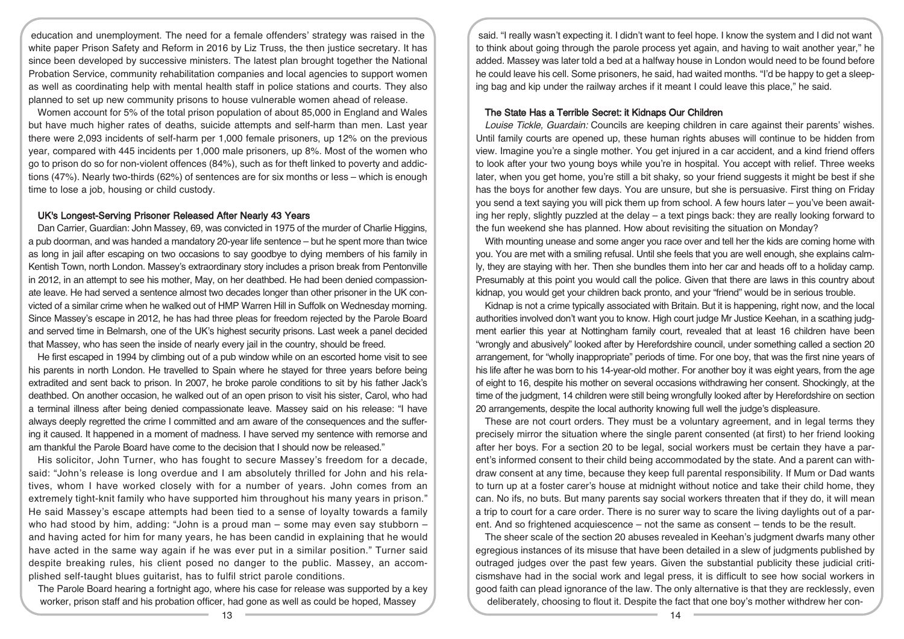education and unemployment. The need for a female offenders' strategy was raised in the white paper Prison Safety and Reform in 2016 by Liz Truss, the then justice secretary. It has since been developed by successive ministers. The latest plan brought together the National Probation Service, community rehabilitation companies and local agencies to support women as well as coordinating help with mental health staff in police stations and courts. They also planned to set up new community prisons to house vulnerable women ahead of release.

Women account for 5% of the total prison population of about 85,000 in England and Wales but have much higher rates of deaths, suicide attempts and self-harm than men. Last year there were 2,093 incidents of self-harm per 1,000 female prisoners, up 12% on the previous year, compared with 445 incidents per 1,000 male prisoners, up 8%. Most of the women who go to prison do so for non-violent offences (84%), such as for theft linked to poverty and addictions (47%). Nearly two-thirds (62%) of sentences are for six months or less – which is enough time to lose a job, housing or child custody.

### UK's Longest-Serving Prisoner Released After Nearly 43 Years

Dan Carrier, Guardian: John Massey, 69, was convicted in 1975 of the murder of Charlie Higgins, a pub doorman, and was handed a mandatory 20-year life sentence – but he spent more than twice as long in jail after escaping on two occasions to say goodbye to dying members of his family in Kentish Town, north London. Massey's extraordinary story includes a prison break from Pentonville in 2012, in an attempt to see his mother, May, on her deathbed. He had been denied compassionate leave. He had served a sentence almost two decades longer than other prisoner in the UK convicted of a similar crime when he walked out of HMP Warren Hill in Suffolk on Wednesday morning. Since Massey's escape in 2012, he has had three pleas for freedom rejected by the Parole Board and served time in Belmarsh, one of the UK's highest security prisons. Last week a panel decided that Massey, who has seen the inside of nearly every jail in the country, should be freed.

He first escaped in 1994 by climbing out of a pub window while on an escorted home visit to see his parents in north London. He travelled to Spain where he stayed for three years before being extradited and sent back to prison. In 2007, he broke parole conditions to sit by his father Jack's deathbed. On another occasion, he walked out of an open prison to visit his sister, Carol, who had a terminal illness after being denied compassionate leave. Massey said on his release: "I have always deeply regretted the crime I committed and am aware of the consequences and the suffering it caused. It happened in a moment of madness. I have served my sentence with remorse and am thankful the Parole Board have come to the decision that I should now be released."

His solicitor, John Turner, who has fought to secure Massey's freedom for a decade, said: "John's release is long overdue and I am absolutely thrilled for John and his relatives, whom I have worked closely with for a number of years. John comes from an extremely tight-knit family who have supported him throughout his many years in prison." He said Massey's escape attempts had been tied to a sense of loyalty towards a family who had stood by him, adding: "John is a proud man – some may even say stubborn – and having acted for him for many years, he has been candid in explaining that he would have acted in the same way again if he was ever put in a similar position." Turner said despite breaking rules, his client posed no danger to the public. Massey, an accomplished self-taught blues guitarist, has to fulfil strict parole conditions.

The Parole Board hearing a fortnight ago, where his case for release was supported by a key worker, prison staff and his probation officer, had gone as well as could be hoped, Massey said. "I really wasn't expecting it. I didn't want to feel hope. I know the system and I did not want to think about going through the parole process yet again, and having to wait another year," he added. Massey was later told a bed at a halfway house in London would need to be found before he could leave his cell. Some prisoners, he said, had waited months. "I'd be happy to get a sleeping bag and kip under the railway arches if it meant I could leave this place," he said.

### The State Has a Terrible Secret: it Kidnaps Our Children

*Louise Tickle, Guardian:* Councils are keeping children in care against their parents' wishes. Until family courts are opened up, these human rights abuses will continue to be hidden from view. Imagine you're a single mother. You get injured in a car accident, and a kind friend offers to look after your two young boys while you're in hospital. You accept with relief. Three weeks later, when you get home, you're still a bit shaky, so your friend suggests it might be best if she has the boys for another few days. You are unsure, but she is persuasive. First thing on Friday you send a text saying you will pick them up from school. A few hours later – you've been awaiting her reply, slightly puzzled at the delay – a text pings back: they are really looking forward to the fun weekend she has planned. How about revisiting the situation on Monday?

With mounting unease and some anger you race over and tell her the kids are coming home with you. You are met with a smiling refusal. Until she feels that you are well enough, she explains calmly, they are staying with her. Then she bundles them into her car and heads off to a holiday camp. Presumably at this point you would call the police. Given that there are laws in this country about kidnap, you would get your children back pronto, and your "friend" would be in serious trouble.

Kidnap is not a crime typically associated with Britain. But it is happening, right now, and the local authorities involved don't want you to know. High court judge Mr Justice Keehan, in a scathing judgment earlier this year at Nottingham family court, revealed that at least 16 children have been "wrongly and abusively" looked after by Herefordshire council, under something called a section 20 arrangement, for "wholly inappropriate" periods of time. For one boy, that was the first nine years of his life after he was born to his 14-year-old mother. For another boy it was eight years, from the age of eight to 16, despite his mother on several occasions withdrawing her consent. Shockingly, at the time of the judgment, 14 children were still being wrongfully looked after by Herefordshire on section 20 arrangements, despite the local authority knowing full well the judge's displeasure.

These are not court orders. They must be a voluntary agreement, and in legal terms they precisely mirror the situation where the single parent consented (at first) to her friend looking after her boys. For a section 20 to be legal, social workers must be certain they have a parent's informed consent to their child being accommodated by the state. And a parent can withdraw consent at any time, because they keep full parental responsibility. If Mum or Dad wants to turn up at a foster carer's house at midnight without notice and take their child home, they can. No ifs, no buts. But many parents say social workers threaten that if they do, it will mean a trip to court for a care order. There is no surer way to scare the living daylights out of a parent. And so frightened acquiescence – not the same as consent – tends to be the result.

The sheer scale of the section 20 abuses revealed in Keehan's judgment dwarfs many other egregious instances of its misuse that have been detailed in a slew of judgments published by outraged judges over the past few years. Given the substantial publicity these judicial criticismshave had in the social work and legal press, it is difficult to see how social workers in good faith can plead ignorance of the law. The only alternative is that they are recklessly, even deliberately, choosing to flout it. Despite the fact that one boy's mother withdrew her con-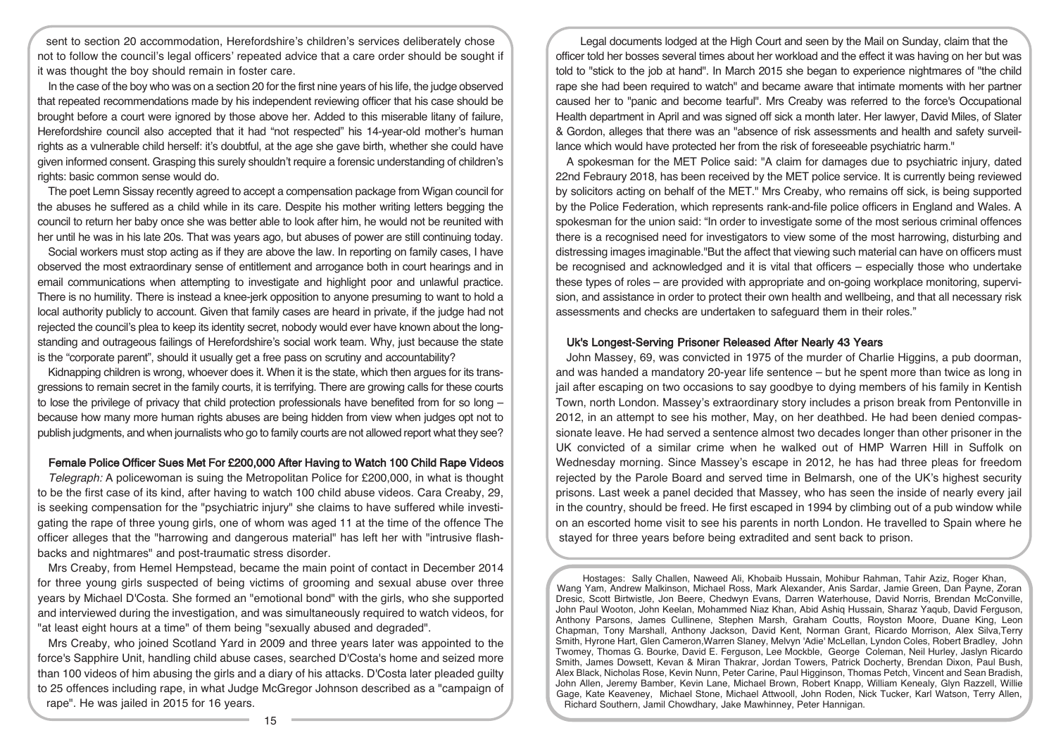sent to section 20 accommodation, Herefordshire's children's services deliberately chose not to follow the council's legal officers' repeated advice that a care order should be sought if it was thought the boy should remain in foster care.

In the case of the boy who was on a section 20 for the first nine years of his life, the judge observed that repeated recommendations made by his independent reviewing officer that his case should be brought before a court were ignored by those above her. Added to this miserable litany of failure, Herefordshire council also accepted that it had "not respected" his 14-year-old mother's human rights as a vulnerable child herself: it's doubtful, at the age she gave birth, whether she could have given informed consent. Grasping this surely shouldn't require a forensic understanding of children's rights: basic common sense would do.

The poet Lemn Sissay recently agreed to accept a compensation package from Wigan council for the abuses he suffered as a child while in its care. Despite his mother writing letters begging the council to return her baby once she was better able to look after him, he would not be reunited with her until he was in his late 20s. That was years ago, but abuses of power are still continuing today.

Social workers must stop acting as if they are above the law. In reporting on family cases, I have observed the most extraordinary sense of entitlement and arrogance both in court hearings and in email communications when attempting to investigate and highlight poor and unlawful practice. There is no humility. There is instead a knee-jerk opposition to anyone presuming to want to hold a local authority publicly to account. Given that family cases are heard in private, if the judge had not rejected the council's plea to keep its identity secret, nobody would ever have known about the long-standing and outrageous failings of Herefordshire's social work team. Why, just because the state is the "corporate parent", should it usually get a free pass on scrutiny and accountability?

Kidnapping children is wrong, whoever does it. When it is the state, which then argues for its transgressions to remain secret in the family courts, it is terrifying. There are growing calls for these courts to lose the privilege of privacy that child protection professionals have benefited from for so long – because how many more human rights abuses are being hidden from view when judges opt not to publish judgments, and when journalists who go to family courts are not allowed report what they see?

## Female Police Officer Sues Met For £200,000 After Having to Watch 100 Child Rape Videos

*Telegraph:* A policewoman is suing the Metropolitan Police for £200,000, in what is thought to be the first case of its kind, after having to watch 100 child abuse videos. Cara Creaby, 29, is seeking compensation for the "psychiatric injury" she claims to have suffered while investigating the rape of three young girls, one of whom was aged 11 at the time of the offence The officer alleges that the "harrowing and dangerous material" has left her with "intrusive flashbacks and nightmares" and post-traumatic stress disorder.

Mrs Creaby, from Hemel Hempstead, became the main point of contact in December 2014 for three young girls suspected of being victims of grooming and sexual abuse over three years by Michael D'Costa. She formed an "emotional bond" with the girls, who she supported and interviewed during the investigation, and was simultaneously required to watch videos, for "at least eight hours at a time" of them being "sexually abused and degraded".

Mrs Creaby, who joined Scotland Yard in 2009 and three years later was appointed to the force's Sapphire Unit, handling child abuse cases, searched D'Costa's home and seized more than 100 videos of him abusing the girls and a diary of his attacks. D'Costa later pleaded guilty to 25 offences including rape, in what Judge McGregor Johnson described as a "campaign of rape". He was jailed in 2015 for 16 years.

Legal documents lodged at the High Court and seen by the Mail on Sunday, claim that the officer told her bosses several times about her workload and the effect it was having on her but was told to "stick to the job at hand". In March 2015 she began to experience nightmares of "the child rape she had been required to watch" and became aware that intimate moments with her partner caused her to "panic and become tearful". Mrs Creaby was referred to the force's Occupational Health department in April and was signed off sick a month later. Her lawyer, David Miles, of Slater & Gordon, alleges that there was an "absence of risk assessments and health and safety surveillance which would have protected her from the risk of foreseeable psychiatric harm."

A spokesman for the MET Police said: "A claim for damages due to psychiatric injury, dated 22nd Febraury 2018, has been received by the MET police service. It is currently being reviewed by solicitors acting on behalf of the MET." Mrs Creaby, who remains off sick, is being supported by the Police Federation, which represents rank-and-file police officers in England and Wales. A spokesman for the union said: "In order to investigate some of the most serious criminal offences there is a recognised need for investigators to view some of the most harrowing, disturbing and distressing images imaginable."But the affect that viewing such material can have on officers must be recognised and acknowledged and it is vital that officers – especially those who undertake these types of roles – are provided with appropriate and on-going workplace monitoring, supervision, and assistance in order to protect their own health and wellbeing, and that all necessary risk assessments and checks are undertaken to safeguard them in their roles."

## Uk's Longest-Serving Prisoner Released After Nearly 43 Years

John Massey, 69, was convicted in 1975 of the murder of Charlie Higgins, a pub doorman, and was handed a mandatory 20-year life sentence – but he spent more than twice as long in jail after escaping on two occasions to say goodbye to dying members of his family in Kentish Town, north London. Massey's extraordinary story includes a prison break from Pentonville in 2012, in an attempt to see his mother, May, on her deathbed. He had been denied compassionate leave. He had served a sentence almost two decades longer than other prisoner in the UK convicted of a similar crime when he walked out of HMP Warren Hill in Suffolk on Wednesday morning. Since Massey's escape in 2012, he has had three pleas for freedom rejected by the Parole Board and served time in Belmarsh, one of the UK's highest security prisons. Last week a panel decided that Massey, who has seen the inside of nearly every jail in the country, should be freed. He first escaped in 1994 by climbing out of a pub window while on an escorted home visit to see his parents in north London. He travelled to Spain where he stayed for three years before being extradited and sent back to prison.

Hostages: Sally Challen, Naweed Ali, Khobaib Hussain, Mohibur Rahman, Tahir Aziz, Roger Khan, Wang Yam, Andrew Malkinson, Michael Ross, Mark Alexander, Anis Sardar, Jamie Green, Dan Payne, Zoran Dresic, Scott Birtwistle, Jon Beere, Chedwyn Evans, Darren Waterhouse, David Norris, Brendan McConville, John Paul Wooton, John Keelan, Mohammed Niaz Khan, Abid Ashiq Hussain, Sharaz Yaqub, David Ferguson, Anthony Parsons, James Cullinene, Stephen Marsh, Graham Coutts, Royston Moore, Duane King, Leon Chapman, Tony Marshall, Anthony Jackson, David Kent, Norman Grant, Ricardo Morrison, Alex Silva,Terry Smith, Hyrone Hart, Glen Cameron,Warren Slaney, Melvyn 'Adie' McLellan, Lyndon Coles, Robert Bradley, John Twomey, Thomas G. Bourke, David E. Ferguson, Lee Mockble, George Coleman, Neil Hurley, Jaslyn Ricardo Smith, James Dowsett, Kevan & Miran Thakrar, Jordan Towers, Patrick Docherty, Brendan Dixon, Paul Bush, Alex Black, Nicholas Rose, Kevin Nunn, Peter Carine, Paul Higginson, Thomas Petch, Vincent and Sean Bradish, John Allen, Jeremy Bamber, Kevin Lane, Michael Brown, Robert Knapp, William Kenealy, Glyn Razzell, Willie Gage, Kate Keaveney, Michael Stone, Michael Attwooll, John Roden, Nick Tucker, Karl Watson, Terry Allen, Richard Southern, Jamil Chowdhary, Jake Mawhinney, Peter Hannigan.